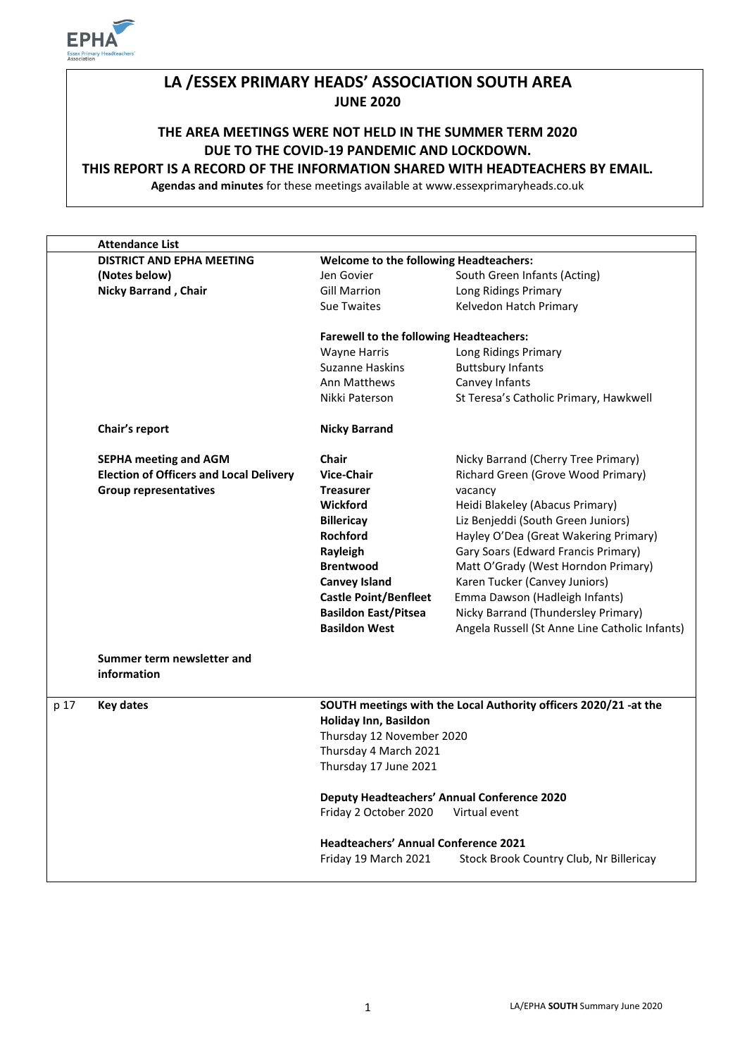# LA /ESSEX PRIMARY HEADS' ASSOCIATION SOUTH AREA

**JUNE 2020**

**THE AREA MEETINGS WERE NOT HELD IN THE SUMMER TERM 2020 DUE TO THE COVID-19 PANDEMIC AND LOCKDOWN.**

**THIS REPORT IS A RECORD OF THE INFORMATION SHARED WITH HEADTEACHERS BY EMAIL.**

**Agendas and minutes** for these meetings available at www.essexprimaryheads.co.uk

| | **Attendance List** | | |
|---|---|---|---|
| | **DISTRICT AND EPHA MEETING (Notes below)** | **Welcome to the following Headteachers:** | |
| | **Nicky Barrand , Chair** | Jen Govier | South Green Infants (Acting) |
| | | Gill Marrion | Long Ridings Primary |
| | | Sue Twaites | Kelvedon Hatch Primary |
| | | **Farewell to the following Headteachers:** | |
| | | Wayne Harris | Long Ridings Primary |
| | | Suzanne Haskins | Buttsbury Infants |
| | | Ann Matthews | Canvey Infants |
| | | Nikki Paterson | St Teresa's Catholic Primary, Hawkwell |
| | **Chair's report** | **Nicky Barrand** | |
| | **SEPHA meeting and AGM Election of Officers and Local Delivery Group representatives** | **Chair** | Nicky Barrand (Cherry Tree Primary) |
| | | **Vice-Chair** | Richard Green (Grove Wood Primary) |
| | | **Treasurer** | vacancy |
| | | **Wickford** | Heidi Blakeley (Abacus Primary) |
| | | **Billericay** | Liz Benjeddi (South Green Juniors) |
| | | **Rochford** | Hayley O'Dea (Great Wakering Primary) |
| | | **Rayleigh** | Gary Soars (Edward Francis Primary) |
| | | **Brentwood** | Matt O'Grady (West Horndon Primary) |
| | | **Canvey Island** | Karen Tucker (Canvey Juniors) |
| | | **Castle Point/Benfleet** | Emma Dawson (Hadleigh Infants) |
| | | **Basildon East/Pitsea** | Nicky Barrand (Thundersley Primary) |
| | | **Basildon West** | Angela Russell (St Anne Line Catholic Infants) |
| | **Summer term newsletter and information** | | |
| p 17 | **Key dates** | **SOUTH meetings with the Local Authority officers 2020/21 -at the Holiday Inn, Basildon** | |
| | | Thursday 12 November 2020 | |
| | | Thursday 4 March 2021 | |
| | | Thursday 17 June 2021 | |
| | | **Deputy Headteachers' Annual Conference 2020** | |
| | | Friday 2 October 2020 | Virtual event |
| | | **Headteachers' Annual Conference 2021** | |
| | | Friday 19 March 2021 | Stock Brook Country Club, Nr Billericay |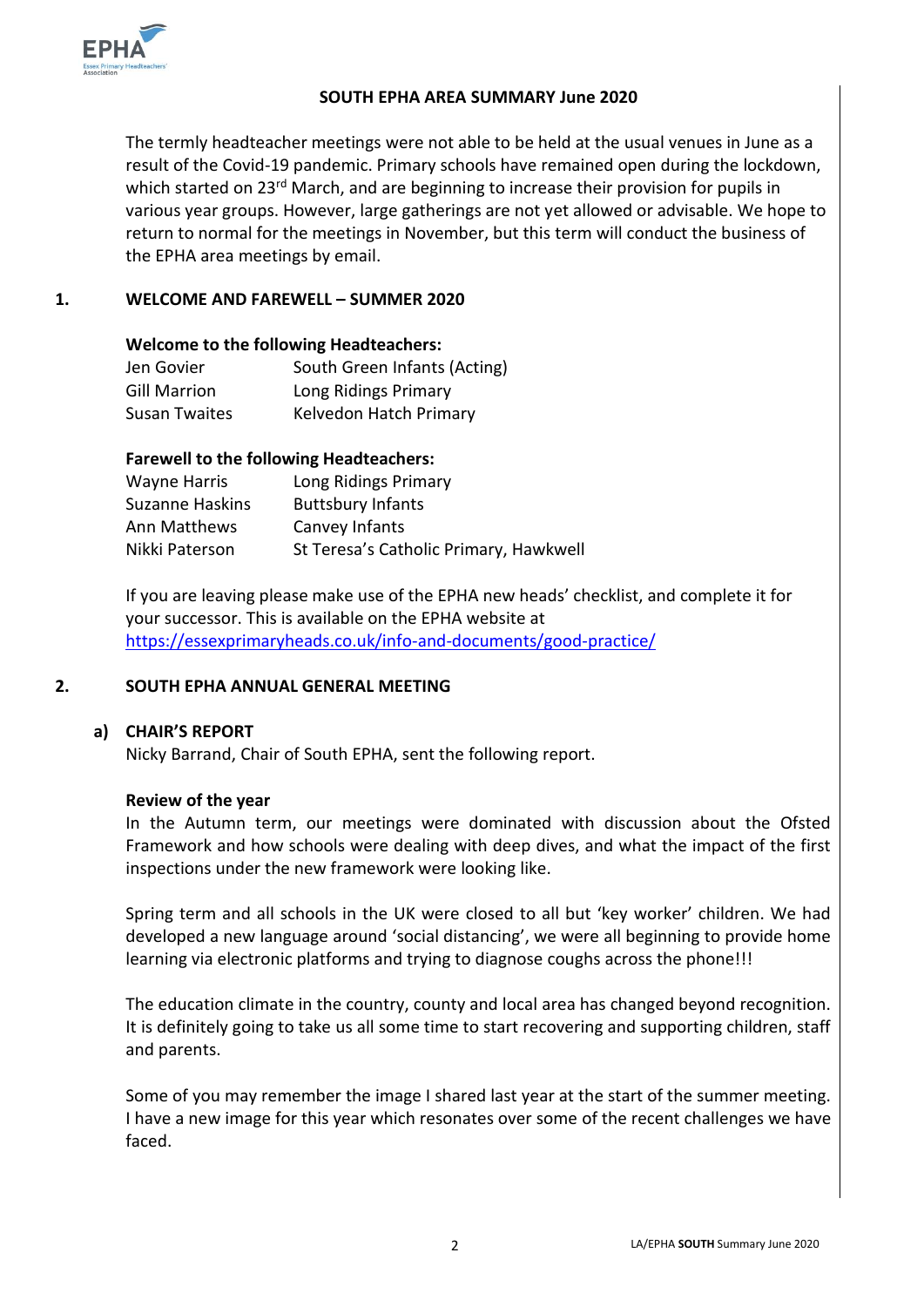### SOUTH EPHA AREA SUMMARY June 2020

The termly headteacher meetings were not able to be held at the usual venues in June as a result of the Covid-19 pandemic. Primary schools have remained open during the lockdown, which started on 23rd March, and are beginning to increase their provision for pupils in various year groups. However, large gatherings are not yet allowed or advisable. We hope to return to normal for the meetings in November, but this term will conduct the business of the EPHA area meetings by email.

## 1. WELCOME AND FAREWELL – SUMMER 2020

**Welcome to the following Headteachers:**

| | |
|---|---|
| Jen Govier | South Green Infants (Acting) |
| Gill Marrion | Long Ridings Primary |
| Susan Twaites | Kelvedon Hatch Primary |

**Farewell to the following Headteachers:**

| | |
|---|---|
| Wayne Harris | Long Ridings Primary |
| Suzanne Haskins | Buttsbury Infants |
| Ann Matthews | Canvey Infants |
| Nikki Paterson | St Teresa's Catholic Primary, Hawkwell |

If you are leaving please make use of the EPHA new heads' checklist, and complete it for your successor. This is available on the EPHA website at https://essexprimaryheads.co.uk/info-and-documents/good-practice/

## 2. SOUTH EPHA ANNUAL GENERAL MEETING

### a) CHAIR'S REPORT

Nicky Barrand, Chair of South EPHA, sent the following report.

**Review of the year**

In the Autumn term, our meetings were dominated with discussion about the Ofsted Framework and how schools were dealing with deep dives, and what the impact of the first inspections under the new framework were looking like.

Spring term and all schools in the UK were closed to all but 'key worker' children. We had developed a new language around 'social distancing', we were all beginning to provide home learning via electronic platforms and trying to diagnose coughs across the phone!!!

The education climate in the country, county and local area has changed beyond recognition. It is definitely going to take us all some time to start recovering and supporting children, staff and parents.

Some of you may remember the image I shared last year at the start of the summer meeting. I have a new image for this year which resonates over some of the recent challenges we have faced.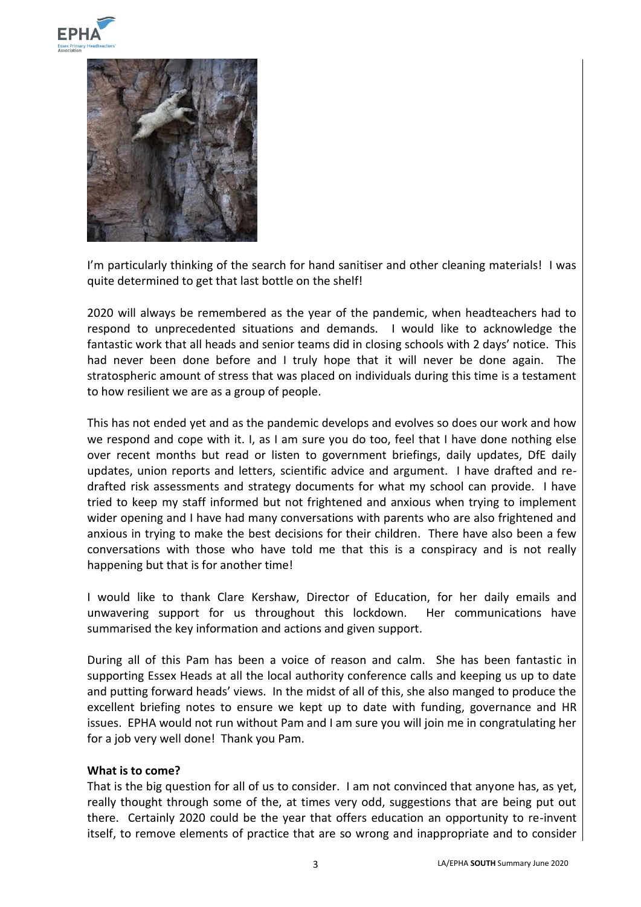I'm particularly thinking of the search for hand sanitiser and other cleaning materials! I was quite determined to get that last bottle on the shelf!

2020 will always be remembered as the year of the pandemic, when headteachers had to respond to unprecedented situations and demands. I would like to acknowledge the fantastic work that all heads and senior teams did in closing schools with 2 days' notice. This had never been done before and I truly hope that it will never be done again. The stratospheric amount of stress that was placed on individuals during this time is a testament to how resilient we are as a group of people.

This has not ended yet and as the pandemic develops and evolves so does our work and how we respond and cope with it. I, as I am sure you do too, feel that I have done nothing else over recent months but read or listen to government briefings, daily updates, DfE daily updates, union reports and letters, scientific advice and argument. I have drafted and re-drafted risk assessments and strategy documents for what my school can provide. I have tried to keep my staff informed but not frightened and anxious when trying to implement wider opening and I have had many conversations with parents who are also frightened and anxious in trying to make the best decisions for their children. There have also been a few conversations with those who have told me that this is a conspiracy and is not really happening but that is for another time!

I would like to thank Clare Kershaw, Director of Education, for her daily emails and unwavering support for us throughout this lockdown. Her communications have summarised the key information and actions and given support.

During all of this Pam has been a voice of reason and calm. She has been fantastic in supporting Essex Heads at all the local authority conference calls and keeping us up to date and putting forward heads' views. In the midst of all of this, she also manged to produce the excellent briefing notes to ensure we kept up to date with funding, governance and HR issues. EPHA would not run without Pam and I am sure you will join me in congratulating her for a job very well done! Thank you Pam.

**What is to come?**

That is the big question for all of us to consider. I am not convinced that anyone has, as yet, really thought through some of the, at times very odd, suggestions that are being put out there. Certainly 2020 could be the year that offers education an opportunity to re-invent itself, to remove elements of practice that are so wrong and inappropriate and to consider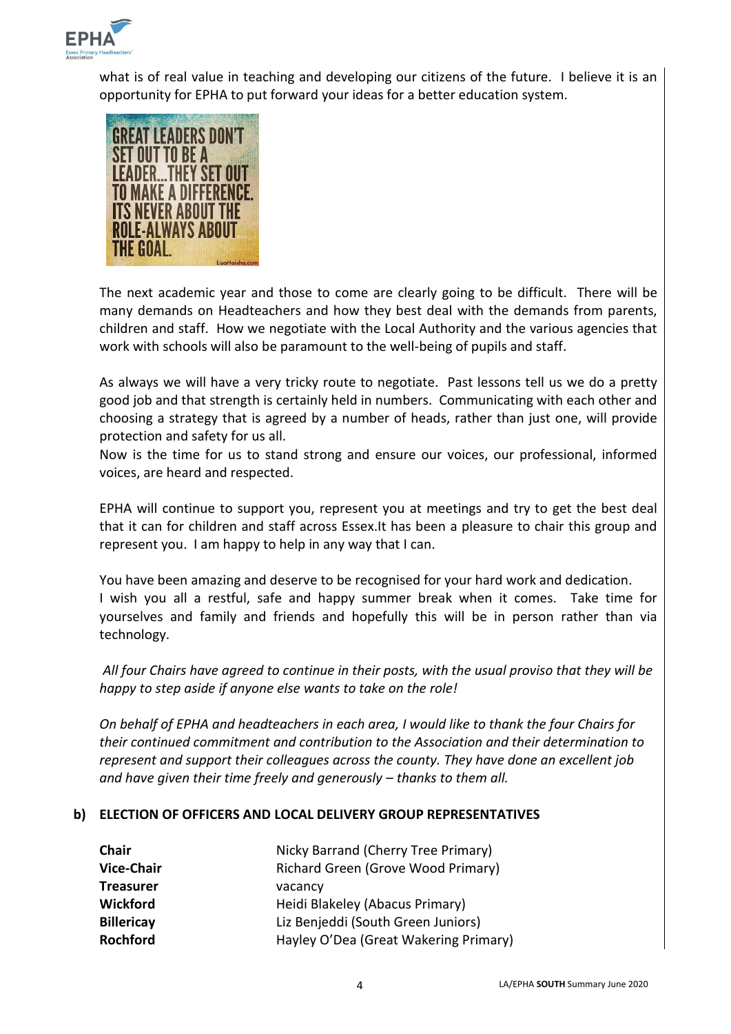what is of real value in teaching and developing our citizens of the future. I believe it is an opportunity for EPHA to put forward your ideas for a better education system.

The next academic year and those to come are clearly going to be difficult. There will be many demands on Headteachers and how they best deal with the demands from parents, children and staff. How we negotiate with the Local Authority and the various agencies that work with schools will also be paramount to the well-being of pupils and staff.

As always we will have a very tricky route to negotiate. Past lessons tell us we do a pretty good job and that strength is certainly held in numbers. Communicating with each other and choosing a strategy that is agreed by a number of heads, rather than just one, will provide protection and safety for us all.

Now is the time for us to stand strong and ensure our voices, our professional, informed voices, are heard and respected.

EPHA will continue to support you, represent you at meetings and try to get the best deal that it can for children and staff across Essex.It has been a pleasure to chair this group and represent you. I am happy to help in any way that I can.

You have been amazing and deserve to be recognised for your hard work and dedication.
I wish you all a restful, safe and happy summer break when it comes. Take time for yourselves and family and friends and hopefully this will be in person rather than via technology.

*All four Chairs have agreed to continue in their posts, with the usual proviso that they will be happy to step aside if anyone else wants to take on the role!*

*On behalf of EPHA and headteachers in each area, I would like to thank the four Chairs for their continued commitment and contribution to the Association and their determination to represent and support their colleagues across the county. They have done an excellent job and have given their time freely and generously – thanks to them all.*

**b) ELECTION OF OFFICERS AND LOCAL DELIVERY GROUP REPRESENTATIVES**

| | |
|---|---|
| **Chair** | Nicky Barrand (Cherry Tree Primary) |
| **Vice-Chair** | Richard Green (Grove Wood Primary) |
| **Treasurer** | vacancy |
| **Wickford** | Heidi Blakeley (Abacus Primary) |
| **Billericay** | Liz Benjeddi (South Green Juniors) |
| **Rochford** | Hayley O'Dea (Great Wakering Primary) |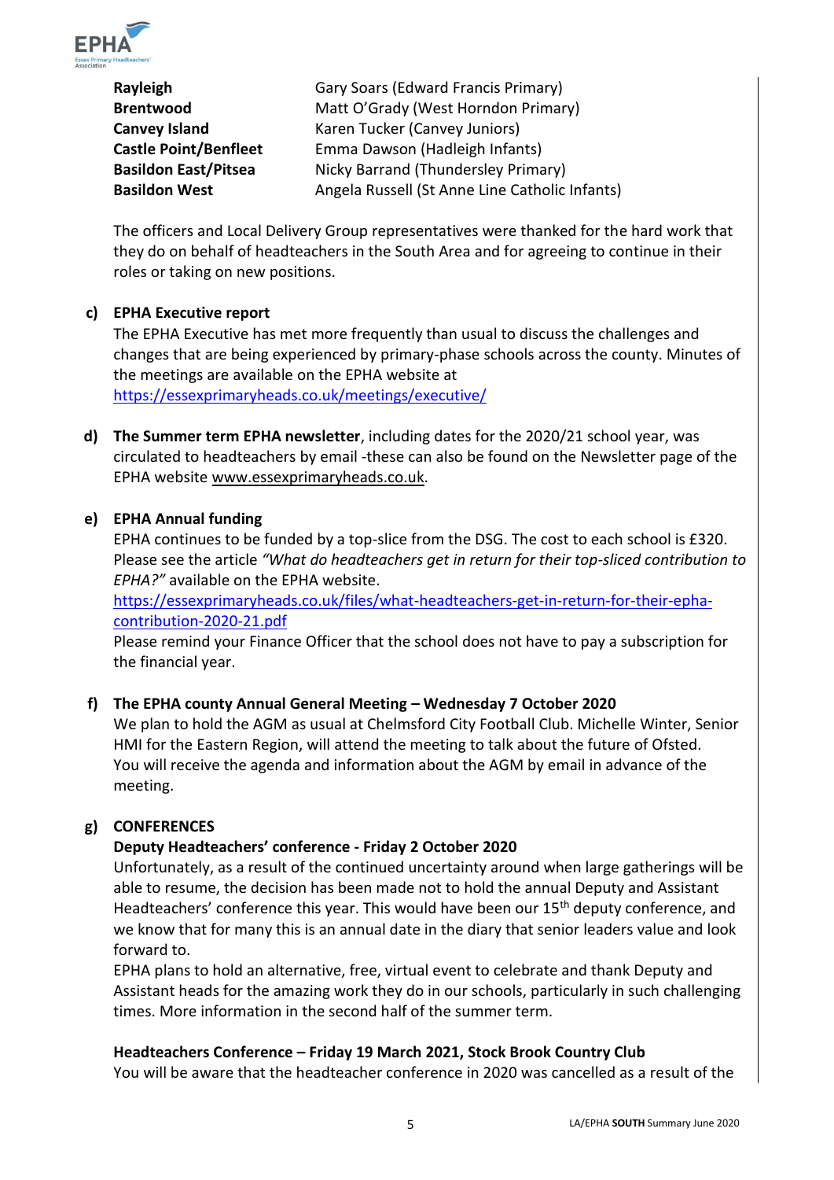| | |
|---|---|
| **Rayleigh** | Gary Soars (Edward Francis Primary) |
| **Brentwood** | Matt O'Grady (West Horndon Primary) |
| **Canvey Island** | Karen Tucker (Canvey Juniors) |
| **Castle Point/Benfleet** | Emma Dawson (Hadleigh Infants) |
| **Basildon East/Pitsea** | Nicky Barrand (Thundersley Primary) |
| **Basildon West** | Angela Russell (St Anne Line Catholic Infants) |

The officers and Local Delivery Group representatives were thanked for the hard work that they do on behalf of headteachers in the South Area and for agreeing to continue in their roles or taking on new positions.

**c) EPHA Executive report**

The EPHA Executive has met more frequently than usual to discuss the challenges and changes that are being experienced by primary-phase schools across the county. Minutes of the meetings are available on the EPHA website at https://essexprimaryheads.co.uk/meetings/executive/

**d) The Summer term EPHA newsletter**, including dates for the 2020/21 school year, was circulated to headteachers by email -these can also be found on the Newsletter page of the EPHA website www.essexprimaryheads.co.uk.

**e) EPHA Annual funding**

EPHA continues to be funded by a top-slice from the DSG. The cost to each school is £320. Please see the article *"What do headteachers get in return for their top-sliced contribution to EPHA?"* available on the EPHA website.
https://essexprimaryheads.co.uk/files/what-headteachers-get-in-return-for-their-epha-contribution-2020-21.pdf
Please remind your Finance Officer that the school does not have to pay a subscription for the financial year.

**f) The EPHA county Annual General Meeting – Wednesday 7 October 2020**

We plan to hold the AGM as usual at Chelmsford City Football Club. Michelle Winter, Senior HMI for the Eastern Region, will attend the meeting to talk about the future of Ofsted. You will receive the agenda and information about the AGM by email in advance of the meeting.

**g) CONFERENCES**

**Deputy Headteachers' conference - Friday 2 October 2020**

Unfortunately, as a result of the continued uncertainty around when large gatherings will be able to resume, the decision has been made not to hold the annual Deputy and Assistant Headteachers' conference this year. This would have been our 15th deputy conference, and we know that for many this is an annual date in the diary that senior leaders value and look forward to.

EPHA plans to hold an alternative, free, virtual event to celebrate and thank Deputy and Assistant heads for the amazing work they do in our schools, particularly in such challenging times. More information in the second half of the summer term.

**Headteachers Conference – Friday 19 March 2021, Stock Brook Country Club**

You will be aware that the headteacher conference in 2020 was cancelled as a result of the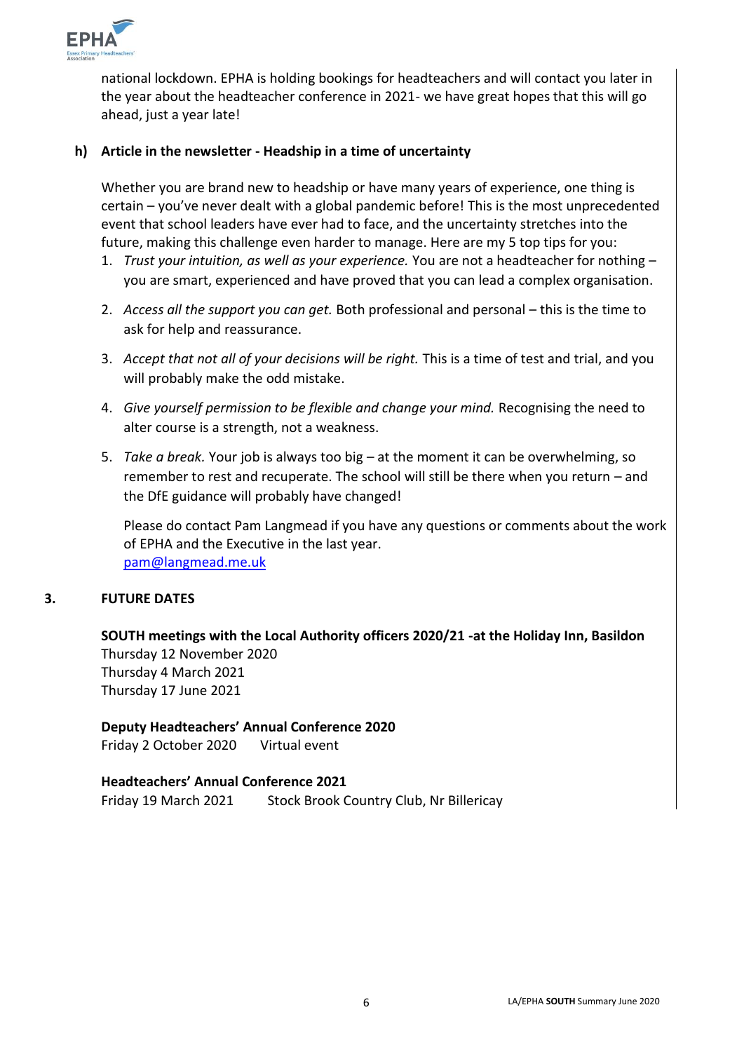national lockdown. EPHA is holding bookings for headteachers and will contact you later in the year about the headteacher conference in 2021- we have great hopes that this will go ahead, just a year late!

**h) Article in the newsletter - Headship in a time of uncertainty**

Whether you are brand new to headship or have many years of experience, one thing is certain – you've never dealt with a global pandemic before! This is the most unprecedented event that school leaders have ever had to face, and the uncertainty stretches into the future, making this challenge even harder to manage. Here are my 5 top tips for you:

1. *Trust your intuition, as well as your experience.* You are not a headteacher for nothing – you are smart, experienced and have proved that you can lead a complex organisation.
2. *Access all the support you can get.* Both professional and personal – this is the time to ask for help and reassurance.
3. *Accept that not all of your decisions will be right.* This is a time of test and trial, and you will probably make the odd mistake.
4. *Give yourself permission to be flexible and change your mind.* Recognising the need to alter course is a strength, not a weakness.
5. *Take a break.* Your job is always too big – at the moment it can be overwhelming, so remember to rest and recuperate. The school will still be there when you return – and the DfE guidance will probably have changed!

Please do contact Pam Langmead if you have any questions or comments about the work of EPHA and the Executive in the last year.
pam@langmead.me.uk

## 3. FUTURE DATES

**SOUTH meetings with the Local Authority officers 2020/21 -at the Holiday Inn, Basildon**
Thursday 12 November 2020
Thursday 4 March 2021
Thursday 17 June 2021

**Deputy Headteachers' Annual Conference 2020**
Friday 2 October 2020 Virtual event

**Headteachers' Annual Conference 2021**
Friday 19 March 2021 Stock Brook Country Club, Nr Billericay